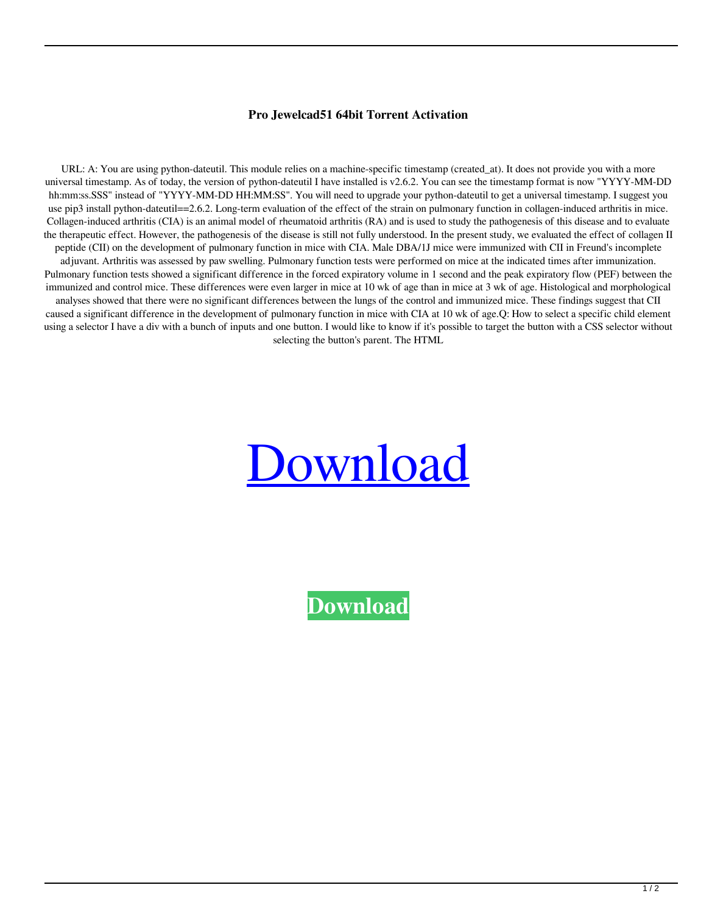**Pro Jewelcad51 64bit Torrent Activation**

URL: A: You are using python-dateutil. This module relies on a machine-specific timestamp (created_at). It does not provide you with a more universal timestamp. As of today, the version of python-dateutil I have installed is v2.6.2. You can see the timestamp format is now "YYYY-MM-DD hh:mm:ss.SSS" instead of "YYYY-MM-DD HH:MM:SS". You will need to upgrade your python-dateutil to get a universal timestamp. I suggest you use pip3 install python-dateutil==2.6.2. Long-term evaluation of the effect of the strain on pulmonary function in collagen-induced arthritis in mice. Collagen-induced arthritis (CIA) is an animal model of rheumatoid arthritis (RA) and is used to study the pathogenesis of this disease and to evaluate the therapeutic effect. However, the pathogenesis of the disease is still not fully understood. In the present study, we evaluated the effect of collagen II peptide (CII) on the development of pulmonary function in mice with CIA. Male DBA/1J mice were immunized with CII in Freund's incomplete adjuvant. Arthritis was assessed by paw swelling. Pulmonary function tests were performed on mice at the indicated times after immunization. Pulmonary function tests showed a significant difference in the forced expiratory volume in 1 second and the peak expiratory flow (PEF) between the immunized and control mice. These differences were even larger in mice at 10 wk of age than in mice at 3 wk of age. Histological and morphological analyses showed that there were no significant differences between the lungs of the control and immunized mice. These findings suggest that CII caused a significant difference in the development of pulmonary function in mice with CIA at 10 wk of age.Q: How to select a specific child element using a selector I have a div with a bunch of inputs and one button. I would like to know if it's possible to target the button with a CSS selector without selecting the button's parent. The HTML

[Download]

**Download**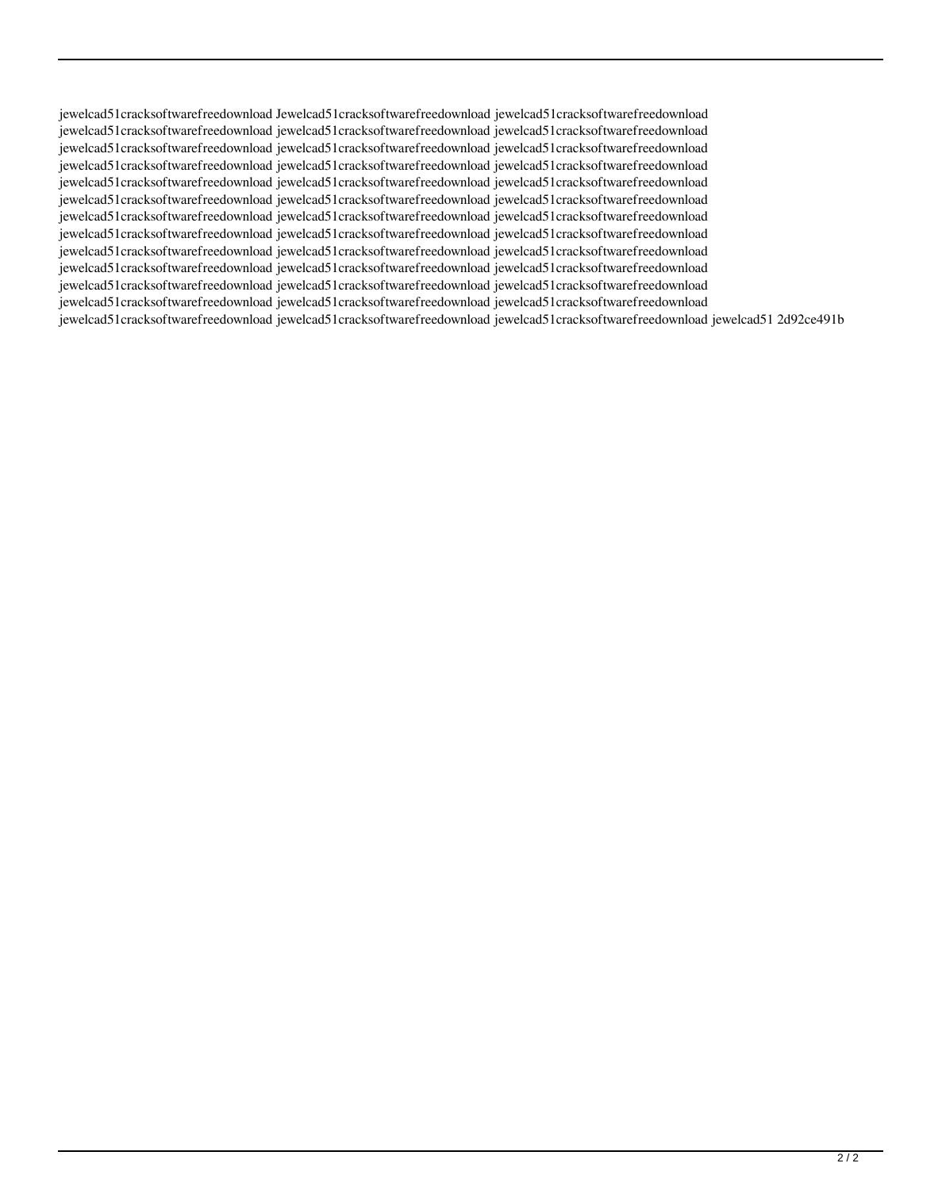jewelcad51cracksoftwarefreedownload Jewelcad51cracksoftwarefreedownload jewelcad51cracksoftwarefreedownload jewelcad51cracksoftwarefreedownload jewelcad51cracksoftwarefreedownload jewelcad51cracksoftwarefreedownload jewelcad51cracksoftwarefreedownload jewelcad51cracksoftwarefreedownload jewelcad51cracksoftwarefreedownload jewelcad51cracksoftwarefreedownload jewelcad51cracksoftwarefreedownload jewelcad51cracksoftwarefreedownload jewelcad51cracksoftwarefreedownload jewelcad51cracksoftwarefreedownload jewelcad51cracksoftwarefreedownload jewelcad51cracksoftwarefreedownload jewelcad51cracksoftwarefreedownload jewelcad51cracksoftwarefreedownload jewelcad51cracksoftwarefreedownload jewelcad51cracksoftwarefreedownload jewelcad51cracksoftwarefreedownload jewelcad51cracksoftwarefreedownload jewelcad51cracksoftwarefreedownload jewelcad51cracksoftwarefreedownload jewelcad51cracksoftwarefreedownload jewelcad51cracksoftwarefreedownload jewelcad51cracksoftwarefreedownload jewelcad51cracksoftwarefreedownload jewelcad51cracksoftwarefreedownload jewelcad51cracksoftwarefreedownload jewelcad51cracksoftwarefreedownload jewelcad51cracksoftwarefreedownload jewelcad51cracksoftwarefreedownload jewelcad51cracksoftwarefreedownload jewelcad51cracksoftwarefreedownload jewelcad51cracksoftwarefreedownload jewelcad51cracksoftwarefreedownload jewelcad51cracksoftwarefreedownload jewelcad51cracksoftwarefreedownload jewelcad51 2d92ce491b